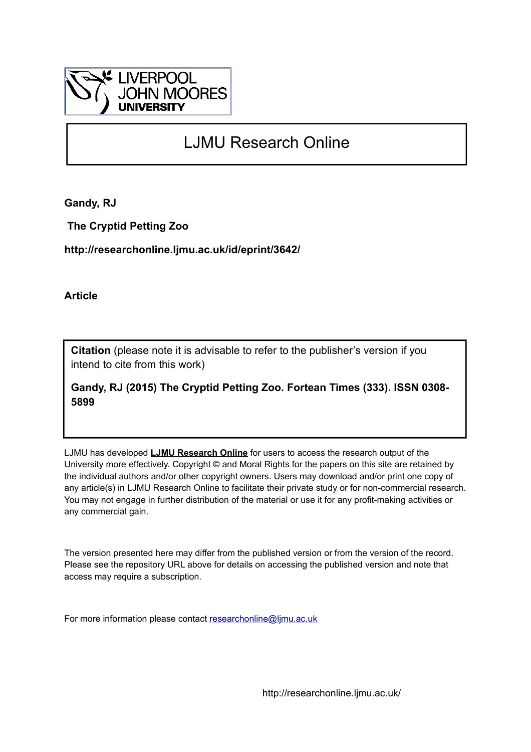LIVERPOOL JOHN MOORES UNIVERSITY

# LJMU Research Online

**Gandy, RJ**

**The Cryptid Petting Zoo**

**http://researchonline.ljmu.ac.uk/id/eprint/3642/**

**Article**

**Citation** (please note it is advisable to refer to the publisher's version if you intend to cite from this work)

**Gandy, RJ (2015) The Cryptid Petting Zoo. Fortean Times (333). ISSN 0308-5899**

LJMU has developed **LJMU Research Online** for users to access the research output of the University more effectively. Copyright © and Moral Rights for the papers on this site are retained by the individual authors and/or other copyright owners. Users may download and/or print one copy of any article(s) in LJMU Research Online to facilitate their private study or for non-commercial research. You may not engage in further distribution of the material or use it for any profit-making activities or any commercial gain.

The version presented here may differ from the published version or from the version of the record. Please see the repository URL above for details on accessing the published version and note that access may require a subscription.

For more information please contact researchonline@ljmu.ac.uk

http://researchonline.ljmu.ac.uk/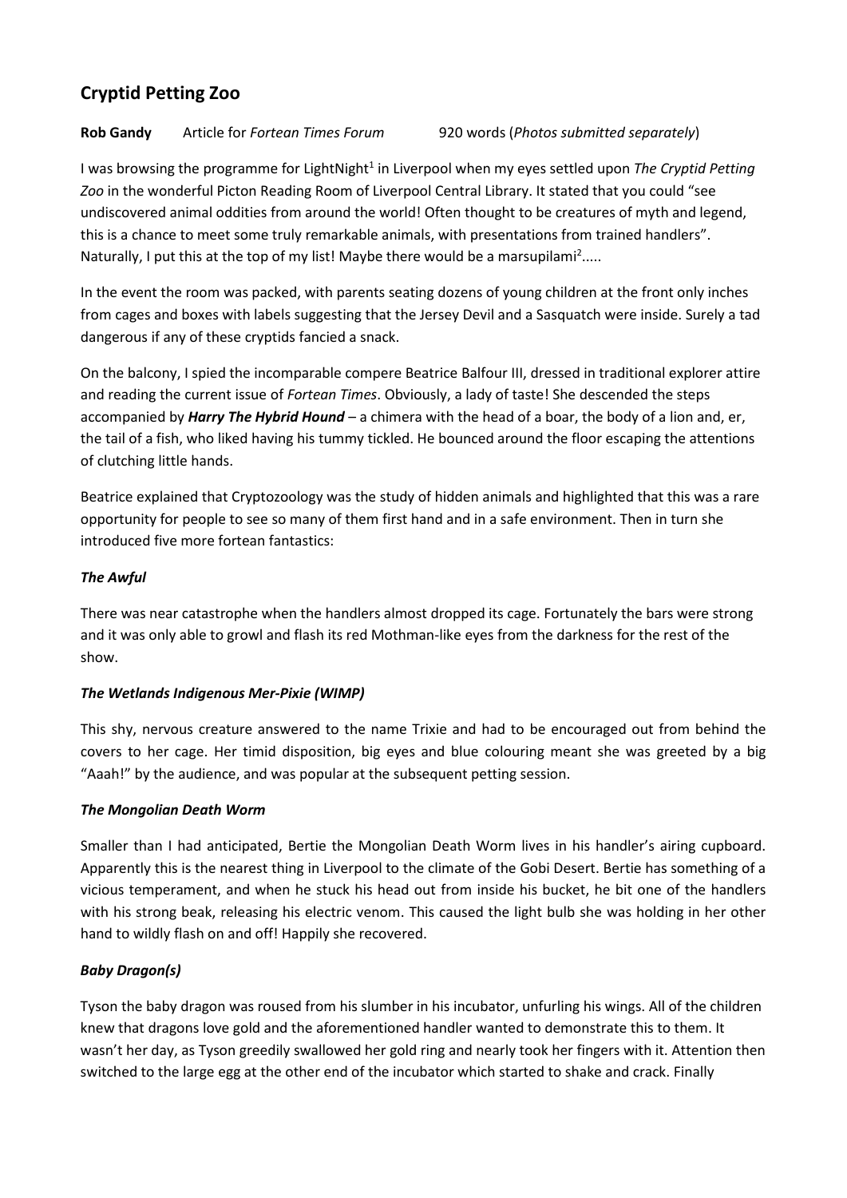## Cryptid Petting Zoo

**Rob Gandy** Article for *Fortean Times Forum* 920 words (*Photos submitted separately*)

I was browsing the programme for LightNight[1] in Liverpool when my eyes settled upon *The Cryptid Petting Zoo* in the wonderful Picton Reading Room of Liverpool Central Library. It stated that you could "see undiscovered animal oddities from around the world! Often thought to be creatures of myth and legend, this is a chance to meet some truly remarkable animals, with presentations from trained handlers". Naturally, I put this at the top of my list! Maybe there would be a marsupilami[2].....

In the event the room was packed, with parents seating dozens of young children at the front only inches from cages and boxes with labels suggesting that the Jersey Devil and a Sasquatch were inside. Surely a tad dangerous if any of these cryptids fancied a snack.

On the balcony, I spied the incomparable compere Beatrice Balfour III, dressed in traditional explorer attire and reading the current issue of *Fortean Times*. Obviously, a lady of taste! She descended the steps accompanied by ***Harry The Hybrid Hound*** – a chimera with the head of a boar, the body of a lion and, er, the tail of a fish, who liked having his tummy tickled. He bounced around the floor escaping the attentions of clutching little hands.

Beatrice explained that Cryptozoology was the study of hidden animals and highlighted that this was a rare opportunity for people to see so many of them first hand and in a safe environment. Then in turn she introduced five more fortean fantastics:

### *The Awful*

There was near catastrophe when the handlers almost dropped its cage. Fortunately the bars were strong and it was only able to growl and flash its red Mothman-like eyes from the darkness for the rest of the show.

### *The Wetlands Indigenous Mer-Pixie (WIMP)*

This shy, nervous creature answered to the name Trixie and had to be encouraged out from behind the covers to her cage. Her timid disposition, big eyes and blue colouring meant she was greeted by a big "Aaah!" by the audience, and was popular at the subsequent petting session.

### *The Mongolian Death Worm*

Smaller than I had anticipated, Bertie the Mongolian Death Worm lives in his handler's airing cupboard. Apparently this is the nearest thing in Liverpool to the climate of the Gobi Desert. Bertie has something of a vicious temperament, and when he stuck his head out from inside his bucket, he bit one of the handlers with his strong beak, releasing his electric venom. This caused the light bulb she was holding in her other hand to wildly flash on and off! Happily she recovered.

### *Baby Dragon(s)*

Tyson the baby dragon was roused from his slumber in his incubator, unfurling his wings. All of the children knew that dragons love gold and the aforementioned handler wanted to demonstrate this to them. It wasn't her day, as Tyson greedily swallowed her gold ring and nearly took her fingers with it. Attention then switched to the large egg at the other end of the incubator which started to shake and crack. Finally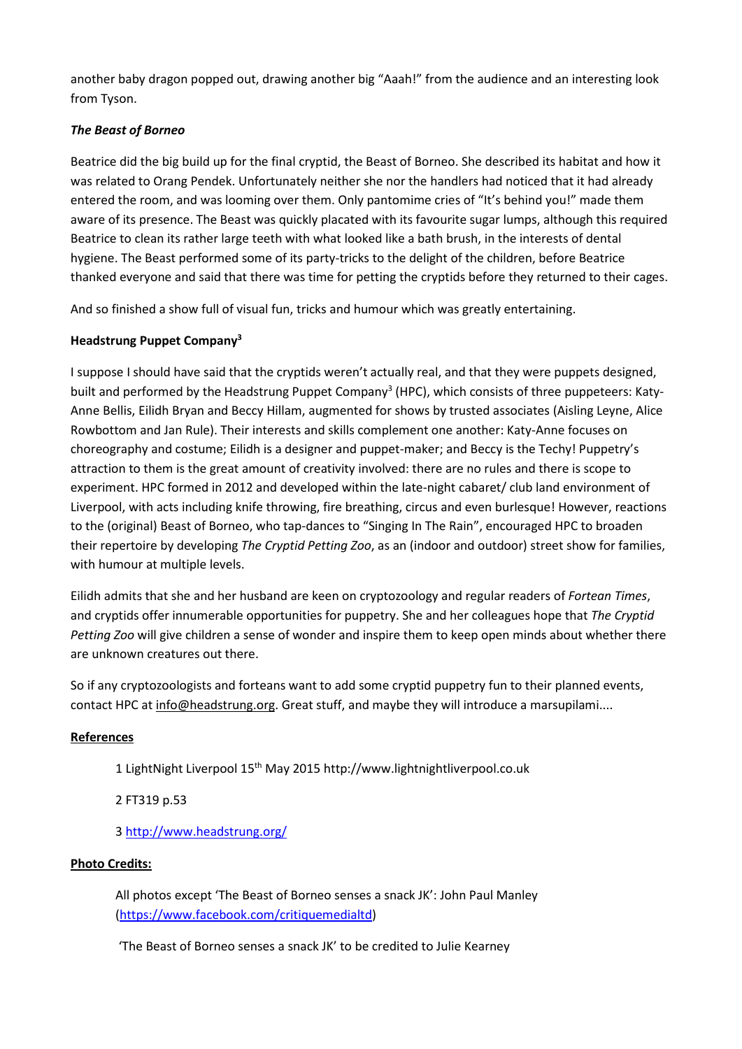another baby dragon popped out, drawing another big “Aaah!” from the audience and an interesting look from Tyson.

***The Beast of Borneo***

Beatrice did the big build up for the final cryptid, the Beast of Borneo. She described its habitat and how it was related to Orang Pendek. Unfortunately neither she nor the handlers had noticed that it had already entered the room, and was looming over them. Only pantomime cries of “It’s behind you!” made them aware of its presence. The Beast was quickly placated with its favourite sugar lumps, although this required Beatrice to clean its rather large teeth with what looked like a bath brush, in the interests of dental hygiene. The Beast performed some of its party-tricks to the delight of the children, before Beatrice thanked everyone and said that there was time for petting the cryptids before they returned to their cages.

And so finished a show full of visual fun, tricks and humour which was greatly entertaining.

**Headstrung Puppet Company[3]**

I suppose I should have said that the cryptids weren’t actually real, and that they were puppets designed, built and performed by the Headstrung Puppet Company[3] (HPC), which consists of three puppeteers: Katy-Anne Bellis, Eilidh Bryan and Beccy Hillam, augmented for shows by trusted associates (Aisling Leyne, Alice Rowbottom and Jan Rule). Their interests and skills complement one another: Katy-Anne focuses on choreography and costume; Eilidh is a designer and puppet-maker; and Beccy is the Techy! Puppetry’s attraction to them is the great amount of creativity involved: there are no rules and there is scope to experiment. HPC formed in 2012 and developed within the late-night cabaret/ club land environment of Liverpool, with acts including knife throwing, fire breathing, circus and even burlesque! However, reactions to the (original) Beast of Borneo, who tap-dances to “Singing In The Rain”, encouraged HPC to broaden their repertoire by developing *The Cryptid Petting Zoo*, as an (indoor and outdoor) street show for families, with humour at multiple levels.

Eilidh admits that she and her husband are keen on cryptozoology and regular readers of *Fortean Times*, and cryptids offer innumerable opportunities for puppetry. She and her colleagues hope that *The Cryptid Petting Zoo* will give children a sense of wonder and inspire them to keep open minds about whether there are unknown creatures out there.

So if any cryptozoologists and forteans want to add some cryptid puppetry fun to their planned events, contact HPC at info@headstrung.org. Great stuff, and maybe they will introduce a marsupilami....

**References**

1 LightNight Liverpool 15th May 2015 http://www.lightnightliverpool.co.uk

2 FT319 p.53

3 http://www.headstrung.org/

**Photo Credits:**

All photos except ‘The Beast of Borneo senses a snack JK’: John Paul Manley (https://www.facebook.com/critiquemedialtd)

‘The Beast of Borneo senses a snack JK’ to be credited to Julie Kearney